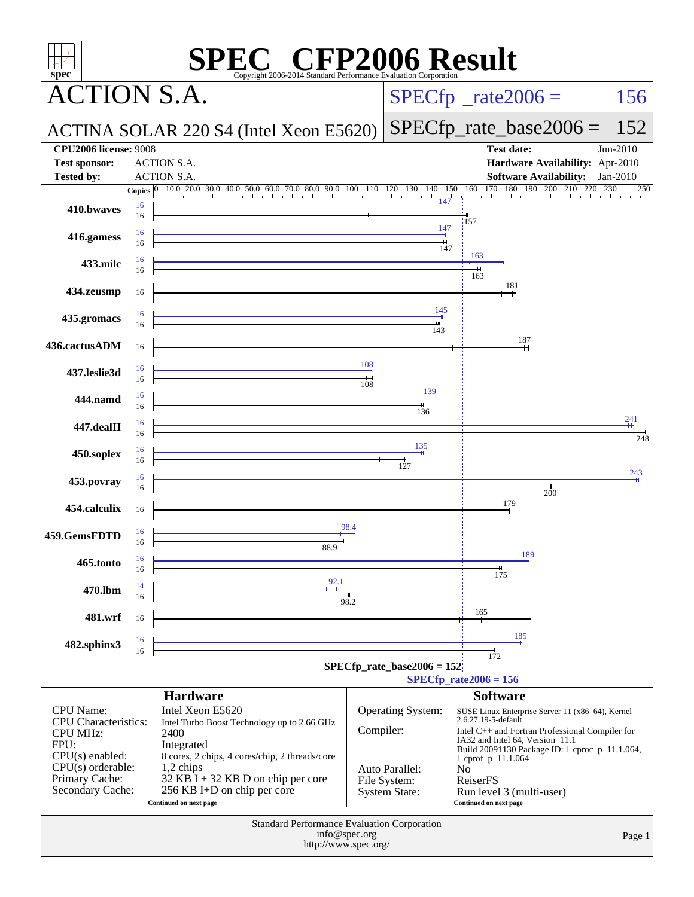# SPEC CFP2006 Result

Copyright 2006-2014 Standard Performance Evaluation Corporation

## ACTION S.A.

**ACTINA SOLAR 220 S4 (Intel Xeon E5620)**

SPECfp_rate2006 = 156

SPECfp_rate_base2006 = 152

| | | | |
|---|---|---|---|
| **CPU2006 license:** 9008 | | **Test date:** | Jun-2010 |
| **Test sponsor:** | ACTION S.A. | **Hardware Availability:** | Apr-2010 |
| **Tested by:** | ACTION S.A. | **Software Availability:** | Jan-2010 |

| Benchmark | Copies (peak) | Copies (base) | Peak | Base |
|---|---|---|---|---|
| 410.bwaves | 16 | 16 | 147 | 157 |
| 416.gamess | 16 | 16 | 147 | 147 |
| 433.milc | 16 | 16 | 163 | 163 |
| 434.zeusmp | | 16 | | 181 |
| 435.gromacs | 16 | 16 | 145 | 143 |
| 436.cactusADM | | 16 | | 187 |
| 437.leslie3d | 16 | 16 | 108 | 108 |
| 444.namd | 16 | 16 | 139 | 136 |
| 447.dealII | 16 | 16 | 241 | 248 |
| 450.soplex | 16 | 16 | 135 | 127 |
| 453.povray | 16 | 16 | 243 | 200 |
| 454.calculix | | 16 | | 179 |
| 459.GemsFDTD | 16 | 16 | 98.4 | 88.9 |
| 465.tonto | 16 | 16 | 189 | 175 |
| 470.lbm | 14 | 16 | 92.1 | 98.2 |
| 481.wrf | | 16 | | 165 |
| 482.sphinx3 | 16 | 16 | 185 | 172 |

SPECfp_rate_base2006 = 152

SPECfp_rate2006 = 156

### Hardware

| | |
|---|---|
| CPU Name: | Intel Xeon E5620 |
| CPU Characteristics: | Intel Turbo Boost Technology up to 2.66 GHz |
| CPU MHz: | 2400 |
| FPU: | Integrated |
| CPU(s) enabled: | 8 cores, 2 chips, 4 cores/chip, 2 threads/core |
| CPU(s) orderable: | 1,2 chips |
| Primary Cache: | 32 KB I + 32 KB D on chip per core |
| Secondary Cache: | 256 KB I+D on chip per core |

Continued on next page

### Software

| | |
|---|---|
| Operating System: | SUSE Linux Enterprise Server 11 (x86_64), Kernel 2.6.27.19-5-default |
| Compiler: | Intel C++ and Fortran Professional Compiler for IA32 and Intel 64, Version 11.1 Build 20091130 Package ID: l_cproc_p_11.1.064, l_cprof_p_11.1.064 |
| Auto Parallel: | No |
| File System: | ReiserFS |
| System State: | Run level 3 (multi-user) |

Continued on next page

Standard Performance Evaluation Corporation
info@spec.org
http://www.spec.org/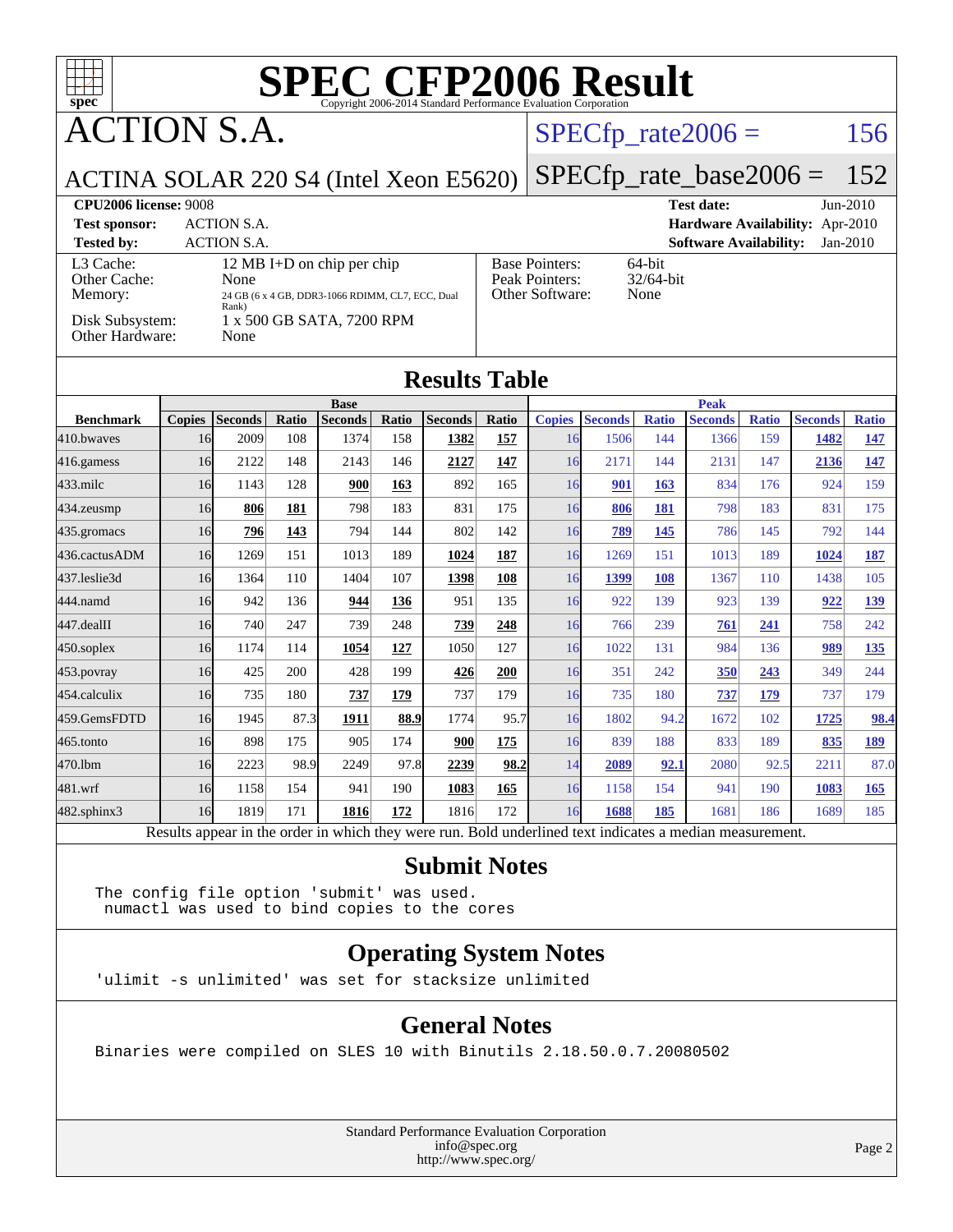# SPEC CFP2006 Result

Copyright 2006-2014 Standard Performance Evaluation Corporation

## ACTION S.A.

ACTINA SOLAR 220 S4 (Intel Xeon E5620)

SPECfp_rate2006 = 156

SPECfp_rate_base2006 = 152

| | | | |
|---|---|---|---|
| **CPU2006 license:** 9008 | | **Test date:** | Jun-2010 |
| **Test sponsor:** | ACTION S.A. | **Hardware Availability:** | Apr-2010 |
| **Tested by:** | ACTION S.A. | **Software Availability:** | Jan-2010 |

| | | | |
|---|---|---|---|
| L3 Cache: | 12 MB I+D on chip per chip | Base Pointers: | 64-bit |
| Other Cache: | None | Peak Pointers: | 32/64-bit |
| Memory: | 24 GB (6 x 4 GB, DDR3-1066 RDIMM, CL7, ECC, Dual Rank) | Other Software: | None |
| Disk Subsystem: | 1 x 500 GB SATA, 7200 RPM | | |
| Other Hardware: | None | | |

## Results Table

| Benchmark | Base | | | | | | | Peak | | | | | | |
|---|---|---|---|---|---|---|---|---|---|---|---|---|---|---|
| | Copies | Seconds | Ratio | Seconds | Ratio | Seconds | Ratio | Copies | Seconds | Ratio | Seconds | Ratio | Seconds | Ratio |
| 410.bwaves | 16 | 2009 | 108 | 1374 | 158 | **1382** | **157** | 16 | 1506 | 144 | 1366 | 159 | **1482** | **147** |
| 416.gamess | 16 | 2122 | 148 | 2143 | 146 | **2127** | **147** | 16 | 2171 | 144 | 2131 | 147 | **2136** | **147** |
| 433.milc | 16 | 1143 | 128 | **900** | **163** | 892 | 165 | 16 | **901** | **163** | 834 | 176 | 924 | 159 |
| 434.zeusmp | 16 | **806** | **181** | 798 | 183 | 831 | 175 | 16 | **806** | **181** | 798 | 183 | 831 | 175 |
| 435.gromacs | 16 | **796** | **143** | 794 | 144 | 802 | 142 | 16 | **789** | **145** | 786 | 145 | 792 | 144 |
| 436.cactusADM | 16 | 1269 | 151 | 1013 | 189 | **1024** | **187** | 16 | 1269 | 151 | 1013 | 189 | **1024** | **187** |
| 437.leslie3d | 16 | 1364 | 110 | 1404 | 107 | **1398** | **108** | 16 | **1399** | **108** | 1367 | 110 | 1438 | 105 |
| 444.namd | 16 | 942 | 136 | **944** | **136** | 951 | 135 | 16 | 922 | 139 | 923 | 139 | **922** | **139** |
| 447.dealII | 16 | 740 | 247 | 739 | 248 | **739** | **248** | 16 | 766 | 239 | **761** | **241** | 758 | 242 |
| 450.soplex | 16 | 1174 | 114 | **1054** | **127** | 1050 | 127 | 16 | 1022 | 131 | 984 | 136 | **989** | **135** |
| 453.povray | 16 | 425 | 200 | 428 | 199 | **426** | **200** | 16 | 351 | 242 | **350** | **243** | 349 | 244 |
| 454.calculix | 16 | 735 | 180 | **737** | **179** | 737 | 179 | 16 | 735 | 180 | **737** | **179** | 737 | 179 |
| 459.GemsFDTD | 16 | 1945 | 87.3 | **1911** | **88.9** | 1774 | 95.7 | 16 | 1802 | 94.2 | 1672 | 102 | **1725** | **98.4** |
| 465.tonto | 16 | 898 | 175 | 905 | 174 | **900** | **175** | 16 | 839 | 188 | 833 | 189 | **835** | **189** |
| 470.lbm | 16 | 2223 | 98.9 | 2249 | 97.8 | **2239** | **98.2** | 14 | **2089** | **92.1** | 2080 | 92.5 | 2211 | 87.0 |
| 481.wrf | 16 | 1158 | 154 | 941 | 190 | **1083** | **165** | 16 | 1158 | 154 | 941 | 190 | **1083** | **165** |
| 482.sphinx3 | 16 | 1819 | 171 | **1816** | **172** | 1816 | 172 | 16 | **1688** | **185** | 1681 | 186 | 1689 | 185 |

Results appear in the order in which they were run. Bold underlined text indicates a median measurement.

## Submit Notes

```
The config file option 'submit' was used.
 numactl was used to bind copies to the cores
```

## Operating System Notes

```
'ulimit -s unlimited' was set for stacksize unlimited
```

## General Notes

```
Binaries were compiled on SLES 10 with Binutils 2.18.50.0.7.20080502
```

Standard Performance Evaluation Corporation
info@spec.org
http://www.spec.org/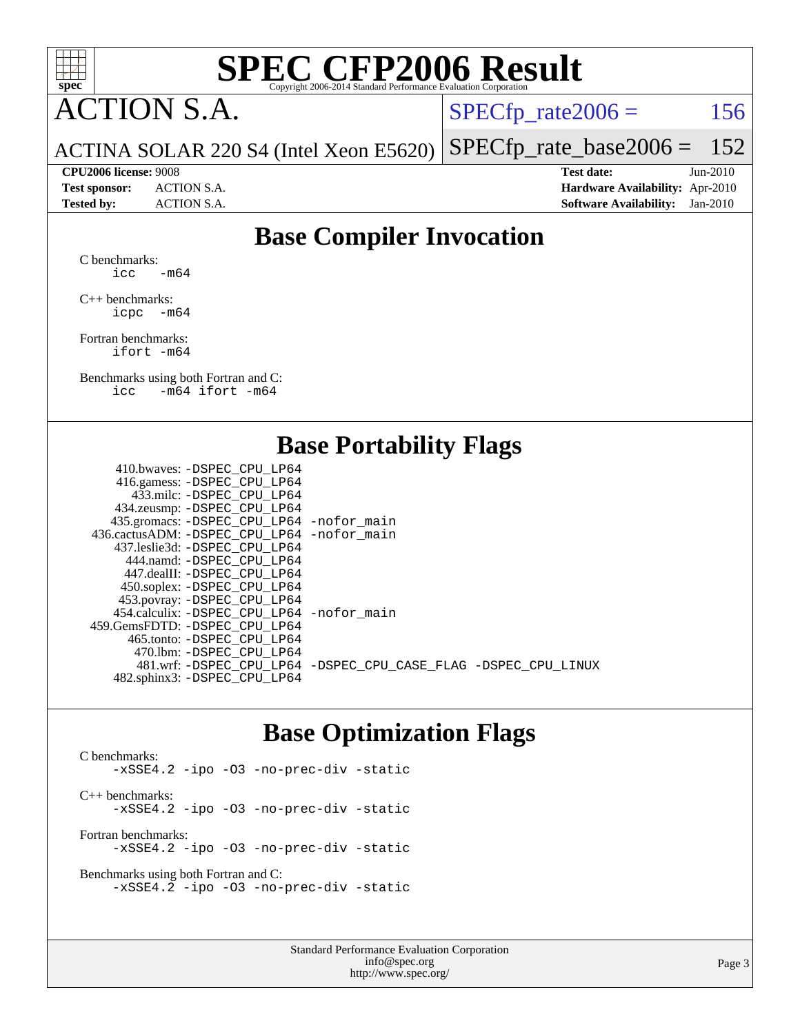# SPEC CFP2006 Result

Copyright 2006-2014 Standard Performance Evaluation Corporation

**ACTION S.A.**

ACTINA SOLAR 220 S4 (Intel Xeon E5620)

SPECfp_rate2006 = 156

SPECfp_rate_base2006 = 152

**CPU2006 license:** 9008
**Test sponsor:** ACTION S.A.
**Tested by:** ACTION S.A.

**Test date:** Jun-2010
**Hardware Availability:** Apr-2010
**Software Availability:** Jan-2010

## Base Compiler Invocation

C benchmarks:
```
icc   -m64
```

C++ benchmarks:
```
icpc  -m64
```

Fortran benchmarks:
```
ifort -m64
```

Benchmarks using both Fortran and C:
```
icc   -m64 ifort -m64
```

## Base Portability Flags

| Benchmark | Flags |
|---|---|
| 410.bwaves: | -DSPEC_CPU_LP64 |
| 416.gamess: | -DSPEC_CPU_LP64 |
| 433.milc: | -DSPEC_CPU_LP64 |
| 434.zeusmp: | -DSPEC_CPU_LP64 |
| 435.gromacs: | -DSPEC_CPU_LP64 -nofor_main |
| 436.cactusADM: | -DSPEC_CPU_LP64 -nofor_main |
| 437.leslie3d: | -DSPEC_CPU_LP64 |
| 444.namd: | -DSPEC_CPU_LP64 |
| 447.dealII: | -DSPEC_CPU_LP64 |
| 450.soplex: | -DSPEC_CPU_LP64 |
| 453.povray: | -DSPEC_CPU_LP64 |
| 454.calculix: | -DSPEC_CPU_LP64 -nofor_main |
| 459.GemsFDTD: | -DSPEC_CPU_LP64 |
| 465.tonto: | -DSPEC_CPU_LP64 |
| 470.lbm: | -DSPEC_CPU_LP64 |
| 481.wrf: | -DSPEC_CPU_LP64 -DSPEC_CPU_CASE_FLAG -DSPEC_CPU_LINUX |
| 482.sphinx3: | -DSPEC_CPU_LP64 |

## Base Optimization Flags

C benchmarks:
```
-xSSE4.2 -ipo -O3 -no-prec-div -static
```

C++ benchmarks:
```
-xSSE4.2 -ipo -O3 -no-prec-div -static
```

Fortran benchmarks:
```
-xSSE4.2 -ipo -O3 -no-prec-div -static
```

Benchmarks using both Fortran and C:
```
-xSSE4.2 -ipo -O3 -no-prec-div -static
```

Standard Performance Evaluation Corporation
info@spec.org
http://www.spec.org/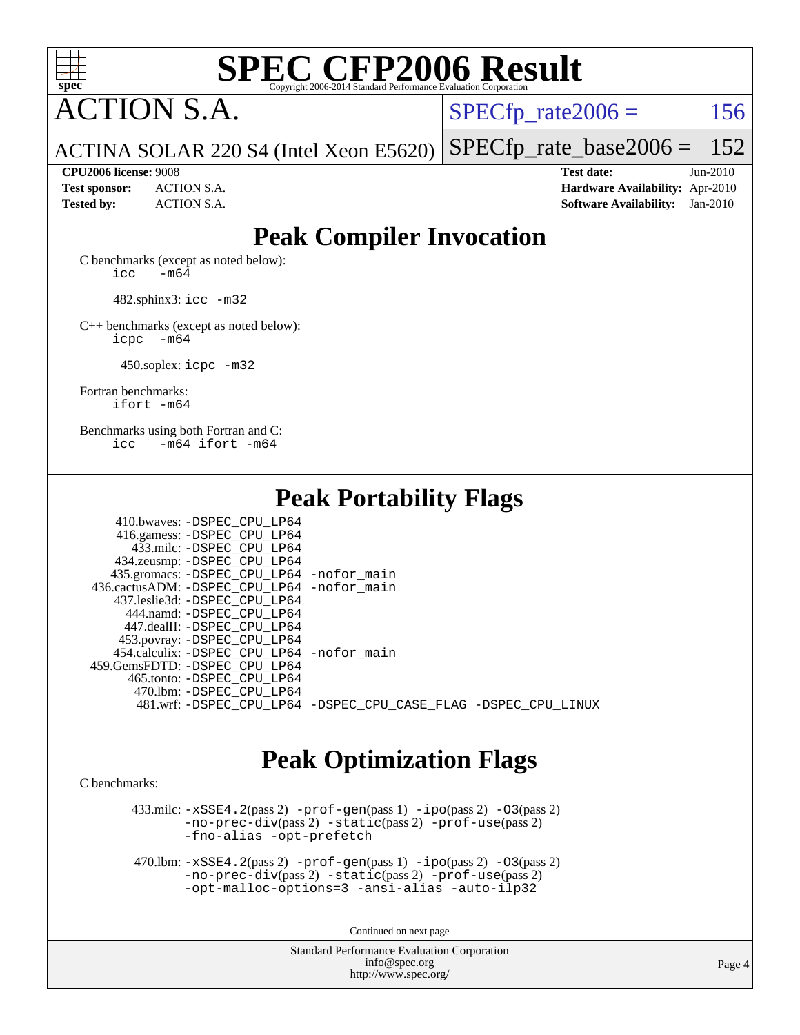# SPEC CFP2006 Result

Copyright 2006-2014 Standard Performance Evaluation Corporation

## ACTION S.A.

ACTINA SOLAR 220 S4 (Intel Xeon E5620)

SPECfp_rate2006 = 156

SPECfp_rate_base2006 = 152

**CPU2006 license:** 9008
**Test sponsor:** ACTION S.A.
**Tested by:** ACTION S.A.

**Test date:** Jun-2010
**Hardware Availability:** Apr-2010
**Software Availability:** Jan-2010

## Peak Compiler Invocation

C benchmarks (except as noted below):
`icc -m64`

482.sphinx3: `icc -m32`

C++ benchmarks (except as noted below):
`icpc -m64`

450.soplex: `icpc -m32`

Fortran benchmarks:
`ifort -m64`

Benchmarks using both Fortran and C:
`icc -m64 ifort -m64`

## Peak Portability Flags

410.bwaves: -DSPEC_CPU_LP64
416.gamess: -DSPEC_CPU_LP64
433.milc: -DSPEC_CPU_LP64
434.zeusmp: -DSPEC_CPU_LP64
435.gromacs: -DSPEC_CPU_LP64 -nofor_main
436.cactusADM: -DSPEC_CPU_LP64 -nofor_main
437.leslie3d: -DSPEC_CPU_LP64
444.namd: -DSPEC_CPU_LP64
447.dealII: -DSPEC_CPU_LP64
453.povray: -DSPEC_CPU_LP64
454.calculix: -DSPEC_CPU_LP64 -nofor_main
459.GemsFDTD: -DSPEC_CPU_LP64
465.tonto: -DSPEC_CPU_LP64
470.lbm: -DSPEC_CPU_LP64
481.wrf: -DSPEC_CPU_LP64 -DSPEC_CPU_CASE_FLAG -DSPEC_CPU_LINUX

## Peak Optimization Flags

C benchmarks:

433.milc: -xSSE4.2(pass 2) -prof-gen(pass 1) -ipo(pass 2) -O3(pass 2) -no-prec-div(pass 2) -static(pass 2) -prof-use(pass 2) -fno-alias -opt-prefetch

470.lbm: -xSSE4.2(pass 2) -prof-gen(pass 1) -ipo(pass 2) -O3(pass 2) -no-prec-div(pass 2) -static(pass 2) -prof-use(pass 2) -opt-malloc-options=3 -ansi-alias -auto-ilp32

Continued on next page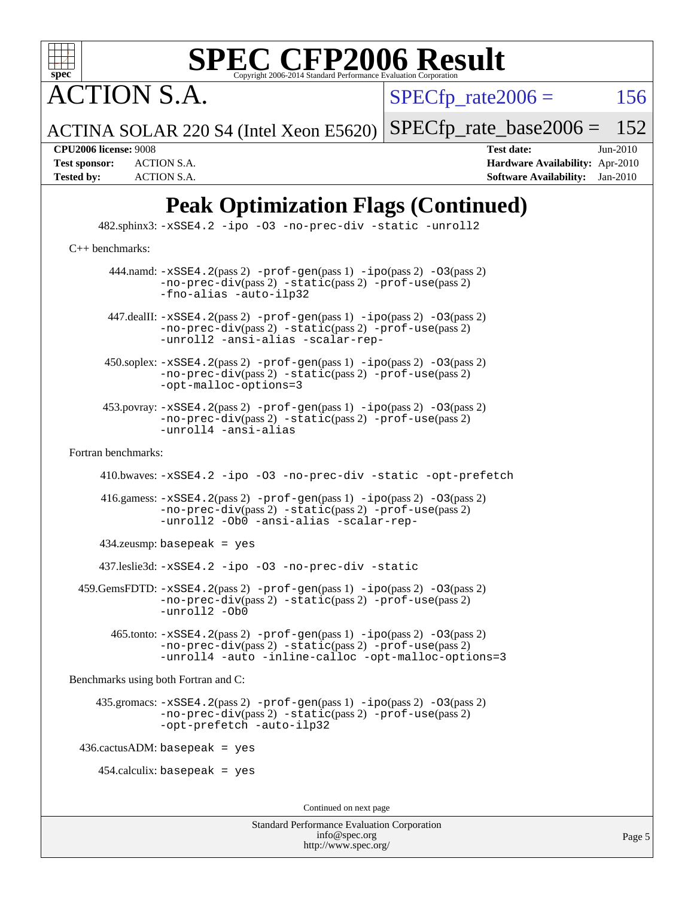# SPEC CFP2006 Result

ACTION S.A.

ACTINA SOLAR 220 S4 (Intel Xeon E5620)

SPECfp_rate2006 = 156

SPECfp_rate_base2006 = 152

**CPU2006 license:** 9008
**Test sponsor:** ACTION S.A.
**Tested by:** ACTION S.A.

**Test date:** Jun-2010
**Hardware Availability:** Apr-2010
**Software Availability:** Jan-2010

## Peak Optimization Flags (Continued)

482.sphinx3: -xSSE4.2 -ipo -O3 -no-prec-div -static -unroll2

C++ benchmarks:

444.namd: -xSSE4.2(pass 2) -prof-gen(pass 1) -ipo(pass 2) -O3(pass 2) -no-prec-div(pass 2) -static(pass 2) -prof-use(pass 2) -fno-alias -auto-ilp32

447.dealII: -xSSE4.2(pass 2) -prof-gen(pass 1) -ipo(pass 2) -O3(pass 2) -no-prec-div(pass 2) -static(pass 2) -prof-use(pass 2) -unroll2 -ansi-alias -scalar-rep-

450.soplex: -xSSE4.2(pass 2) -prof-gen(pass 1) -ipo(pass 2) -O3(pass 2) -no-prec-div(pass 2) -static(pass 2) -prof-use(pass 2) -opt-malloc-options=3

453.povray: -xSSE4.2(pass 2) -prof-gen(pass 1) -ipo(pass 2) -O3(pass 2) -no-prec-div(pass 2) -static(pass 2) -prof-use(pass 2) -unroll4 -ansi-alias

Fortran benchmarks:

410.bwaves: -xSSE4.2 -ipo -O3 -no-prec-div -static -opt-prefetch

416.gamess: -xSSE4.2(pass 2) -prof-gen(pass 1) -ipo(pass 2) -O3(pass 2) -no-prec-div(pass 2) -static(pass 2) -prof-use(pass 2) -unroll2 -Ob0 -ansi-alias -scalar-rep-

434.zeusmp: basepeak = yes

437.leslie3d: -xSSE4.2 -ipo -O3 -no-prec-div -static

459.GemsFDTD: -xSSE4.2(pass 2) -prof-gen(pass 1) -ipo(pass 2) -O3(pass 2) -no-prec-div(pass 2) -static(pass 2) -prof-use(pass 2) -unroll2 -Ob0

465.tonto: -xSSE4.2(pass 2) -prof-gen(pass 1) -ipo(pass 2) -O3(pass 2) -no-prec-div(pass 2) -static(pass 2) -prof-use(pass 2) -unroll4 -auto -inline-calloc -opt-malloc-options=3

Benchmarks using both Fortran and C:

435.gromacs: -xSSE4.2(pass 2) -prof-gen(pass 1) -ipo(pass 2) -O3(pass 2) -no-prec-div(pass 2) -static(pass 2) -prof-use(pass 2) -opt-prefetch -auto-ilp32

436.cactusADM: basepeak = yes

454.calculix: basepeak = yes

Continued on next page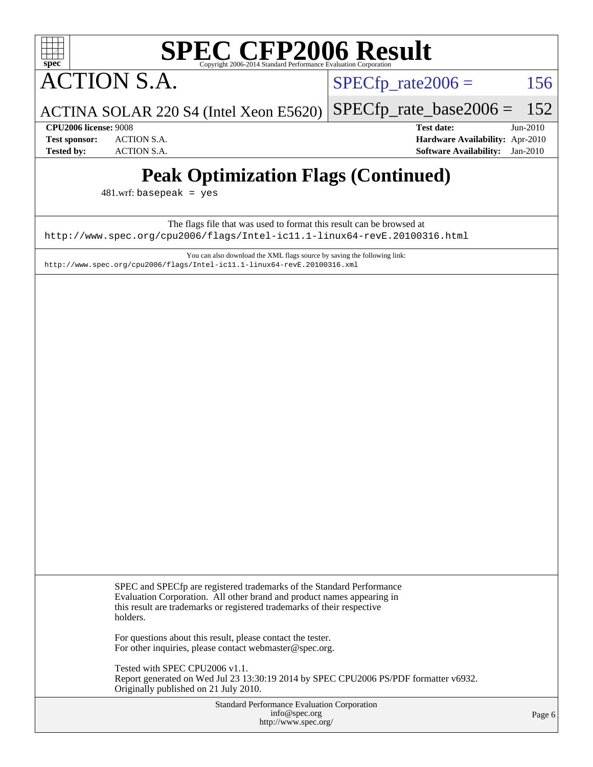# SPEC CFP2006 Result

Copyright 2006-2014 Standard Performance Evaluation Corporation

ACTION S.A.

ACTINA SOLAR 220 S4 (Intel Xeon E5620)

SPECfp_rate2006 = 156

SPECfp_rate_base2006 = 152

**CPU2006 license:** 9008
**Test sponsor:** ACTION S.A.
**Tested by:** ACTION S.A.

**Test date:** Jun-2010
**Hardware Availability:** Apr-2010
**Software Availability:** Jan-2010

## Peak Optimization Flags (Continued)

481.wrf: `basepeak = yes`

The flags file that was used to format this result can be browsed at
`http://www.spec.org/cpu2006/flags/Intel-ic11.1-linux64-revE.20100316.html`

You can also download the XML flags source by saving the following link:
`http://www.spec.org/cpu2006/flags/Intel-ic11.1-linux64-revE.20100316.xml`

SPEC and SPECfp are registered trademarks of the Standard Performance Evaluation Corporation. All other brand and product names appearing in this result are trademarks or registered trademarks of their respective holders.

For questions about this result, please contact the tester.
For other inquiries, please contact webmaster@spec.org.

Tested with SPEC CPU2006 v1.1.
Report generated on Wed Jul 23 13:30:19 2014 by SPEC CPU2006 PS/PDF formatter v6932.
Originally published on 21 July 2010.

Standard Performance Evaluation Corporation
info@spec.org
http://www.spec.org/